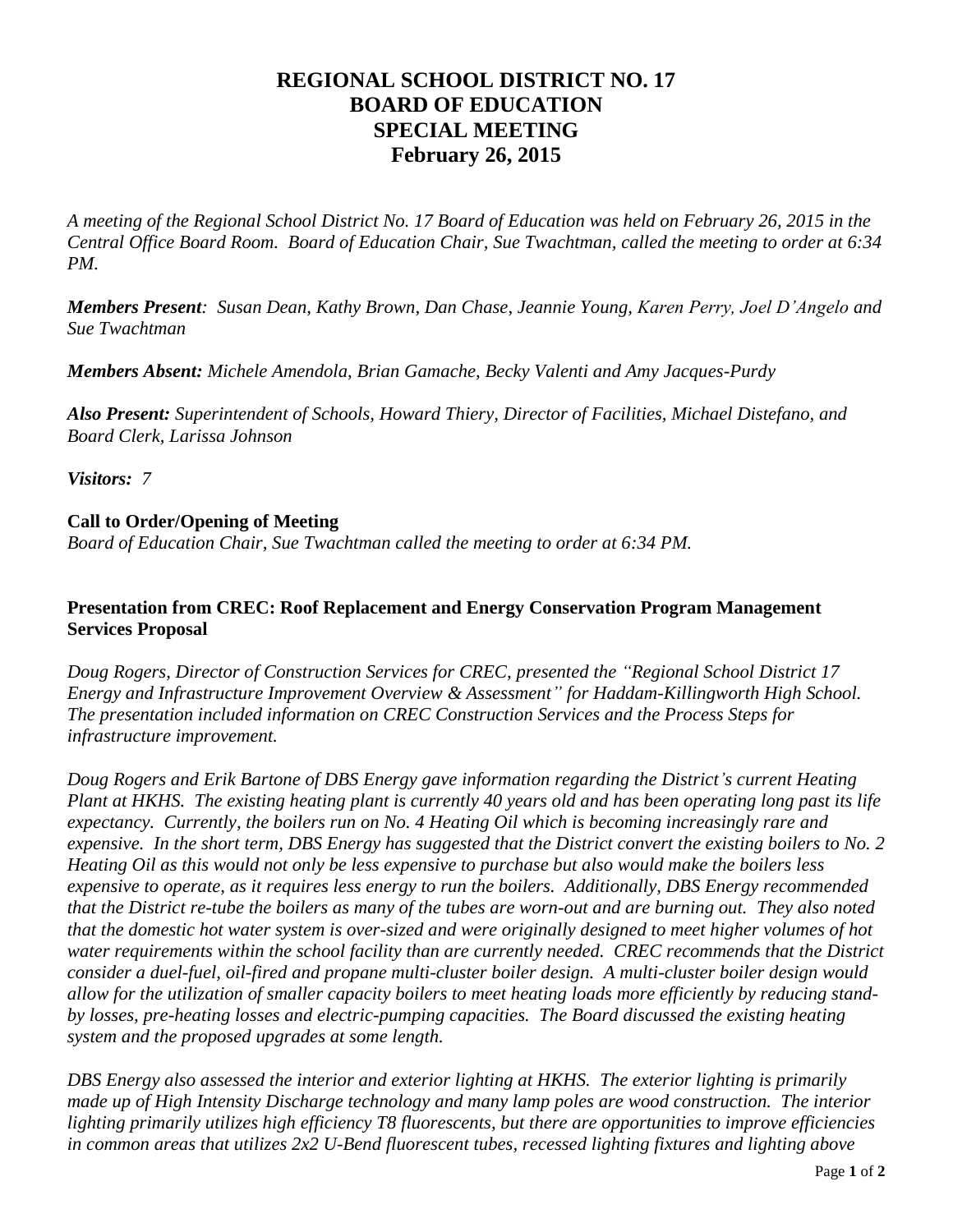# REGIONAL SCHOOL DISTRICT NO. 17
# BOARD OF EDUCATION
# SPECIAL MEETING
# February 26, 2015

*A meeting of the Regional School District No. 17 Board of Education was held on February 26, 2015 in the Central Office Board Room. Board of Education Chair, Sue Twachtman, called the meeting to order at 6:34 PM.*

***Members Present**: Susan Dean, Kathy Brown, Dan Chase, Jeannie Young, Karen Perry, Joel D'Angelo and Sue Twachtman*

***Members Absent:** Michele Amendola, Brian Gamache, Becky Valenti and Amy Jacques-Purdy*

***Also Present:** Superintendent of Schools, Howard Thiery, Director of Facilities, Michael Distefano, and Board Clerk, Larissa Johnson*

***Visitors:** 7*

**Call to Order/Opening of Meeting**

*Board of Education Chair, Sue Twachtman called the meeting to order at 6:34 PM.*

**Presentation from CREC: Roof Replacement and Energy Conservation Program Management Services Proposal**

*Doug Rogers, Director of Construction Services for CREC, presented the "Regional School District 17 Energy and Infrastructure Improvement Overview & Assessment" for Haddam-Killingworth High School. The presentation included information on CREC Construction Services and the Process Steps for infrastructure improvement.*

*Doug Rogers and Erik Bartone of DBS Energy gave information regarding the District's current Heating Plant at HKHS. The existing heating plant is currently 40 years old and has been operating long past its life expectancy. Currently, the boilers run on No. 4 Heating Oil which is becoming increasingly rare and expensive. In the short term, DBS Energy has suggested that the District convert the existing boilers to No. 2 Heating Oil as this would not only be less expensive to purchase but also would make the boilers less expensive to operate, as it requires less energy to run the boilers. Additionally, DBS Energy recommended that the District re-tube the boilers as many of the tubes are worn-out and are burning out. They also noted that the domestic hot water system is over-sized and were originally designed to meet higher volumes of hot water requirements within the school facility than are currently needed. CREC recommends that the District consider a duel-fuel, oil-fired and propane multi-cluster boiler design. A multi-cluster boiler design would allow for the utilization of smaller capacity boilers to meet heating loads more efficiently by reducing stand-by losses, pre-heating losses and electric-pumping capacities. The Board discussed the existing heating system and the proposed upgrades at some length.*

*DBS Energy also assessed the interior and exterior lighting at HKHS. The exterior lighting is primarily made up of High Intensity Discharge technology and many lamp poles are wood construction. The interior lighting primarily utilizes high efficiency T8 fluorescents, but there are opportunities to improve efficiencies in common areas that utilizes 2x2 U-Bend fluorescent tubes, recessed lighting fixtures and lighting above*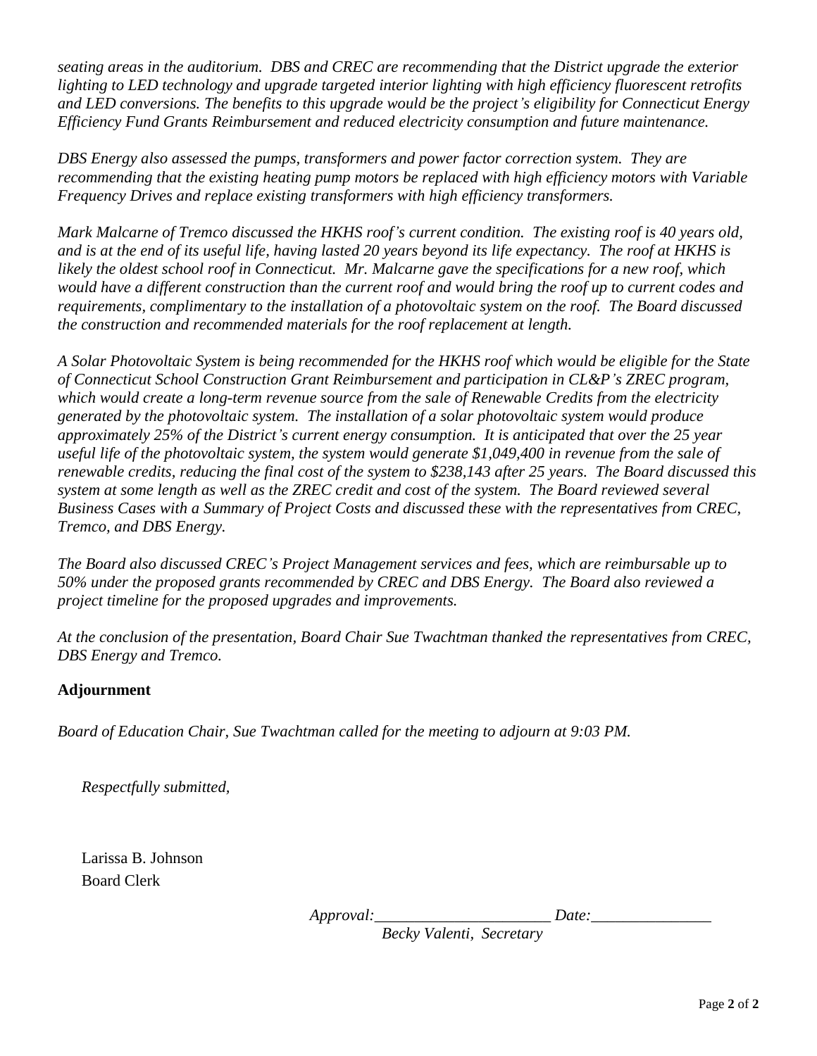*seating areas in the auditorium. DBS and CREC are recommending that the District upgrade the exterior lighting to LED technology and upgrade targeted interior lighting with high efficiency fluorescent retrofits and LED conversions. The benefits to this upgrade would be the project's eligibility for Connecticut Energy Efficiency Fund Grants Reimbursement and reduced electricity consumption and future maintenance.*

*DBS Energy also assessed the pumps, transformers and power factor correction system. They are recommending that the existing heating pump motors be replaced with high efficiency motors with Variable Frequency Drives and replace existing transformers with high efficiency transformers.*

*Mark Malcarne of Tremco discussed the HKHS roof's current condition. The existing roof is 40 years old, and is at the end of its useful life, having lasted 20 years beyond its life expectancy. The roof at HKHS is likely the oldest school roof in Connecticut. Mr. Malcarne gave the specifications for a new roof, which would have a different construction than the current roof and would bring the roof up to current codes and requirements, complimentary to the installation of a photovoltaic system on the roof. The Board discussed the construction and recommended materials for the roof replacement at length.*

*A Solar Photovoltaic System is being recommended for the HKHS roof which would be eligible for the State of Connecticut School Construction Grant Reimbursement and participation in CL&P's ZREC program, which would create a long-term revenue source from the sale of Renewable Credits from the electricity generated by the photovoltaic system. The installation of a solar photovoltaic system would produce approximately 25% of the District's current energy consumption. It is anticipated that over the 25 year useful life of the photovoltaic system, the system would generate $1,049,400 in revenue from the sale of renewable credits, reducing the final cost of the system to $238,143 after 25 years. The Board discussed this system at some length as well as the ZREC credit and cost of the system. The Board reviewed several Business Cases with a Summary of Project Costs and discussed these with the representatives from CREC, Tremco, and DBS Energy.*

*The Board also discussed CREC's Project Management services and fees, which are reimbursable up to 50% under the proposed grants recommended by CREC and DBS Energy. The Board also reviewed a project timeline for the proposed upgrades and improvements.*

*At the conclusion of the presentation, Board Chair Sue Twachtman thanked the representatives from CREC, DBS Energy and Tremco.*

**Adjournment**

*Board of Education Chair, Sue Twachtman called for the meeting to adjourn at 9:03 PM.*

*Respectfully submitted,*

Larissa B. Johnson
Board Clerk

*Approval:______________________ Date:_______________*
*Becky Valenti, Secretary*